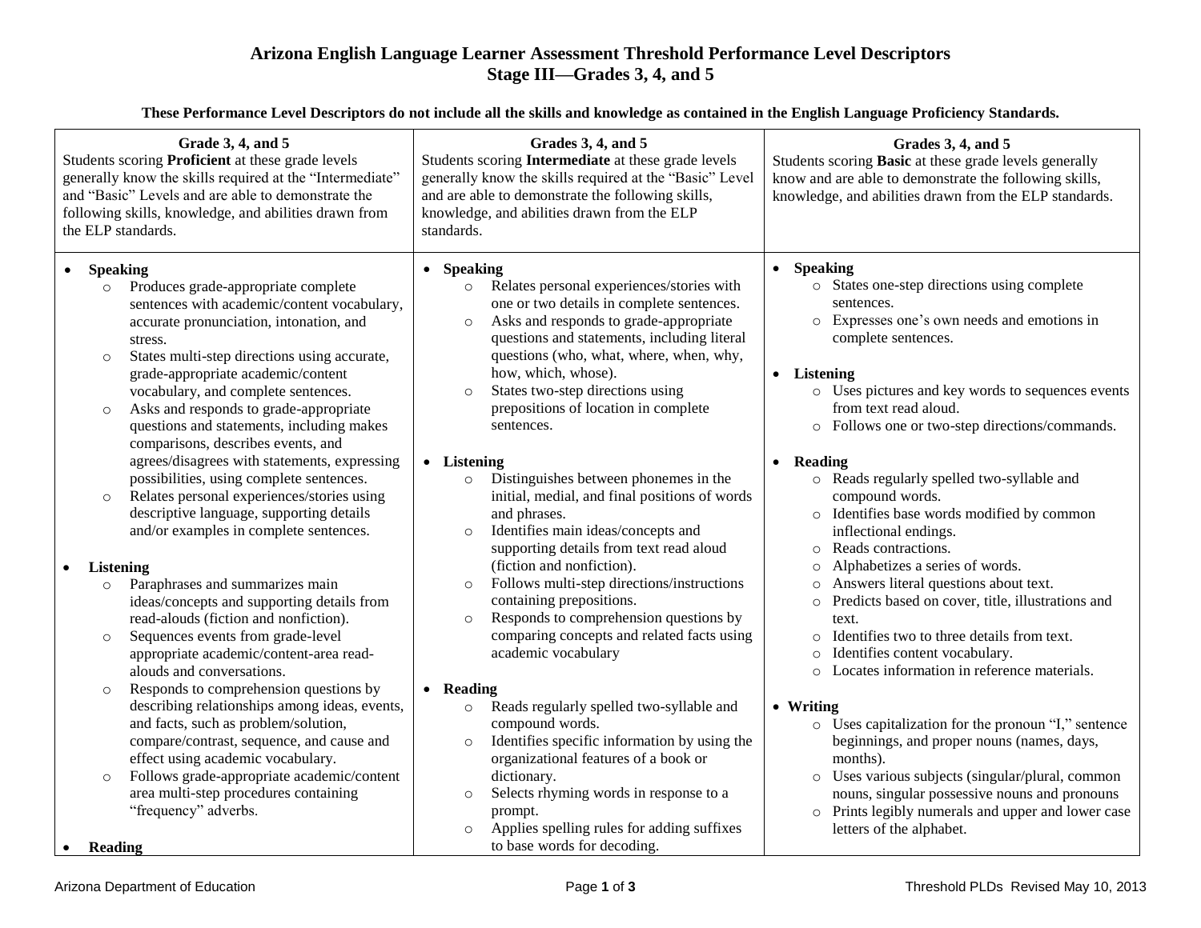# Arizona English Language Learner Assessment Threshold Performance Level Descriptors
## Stage III—Grades 3, 4, and 5

**These Performance Level Descriptors do not include all the skills and knowledge as contained in the English Language Proficiency Standards.**

| **Grade 3, 4, and 5**<br>Students scoring **Proficient** at these grade levels generally know the skills required at the "Intermediate" and "Basic" Levels and are able to demonstrate the following skills, knowledge, and abilities drawn from the ELP standards. | **Grades 3, 4, and 5**<br>Students scoring **Intermediate** at these grade levels generally know the skills required at the "Basic" Level and are able to demonstrate the following skills, knowledge, and abilities drawn from the ELP standards. | **Grades 3, 4, and 5**<br>Students scoring **Basic** at these grade levels generally know and are able to demonstrate the following skills, knowledge, and abilities drawn from the ELP standards. |
| --- | --- | --- |
| • **Speaking**<br>○ Produces grade-appropriate complete sentences with academic/content vocabulary, accurate pronunciation, intonation, and stress.<br>○ States multi-step directions using accurate, grade-appropriate academic/content vocabulary, and complete sentences.<br>○ Asks and responds to grade-appropriate questions and statements, including makes comparisons, describes events, and agrees/disagrees with statements, expressing possibilities, using complete sentences.<br>○ Relates personal experiences/stories using descriptive language, supporting details and/or examples in complete sentences.<br><br>• **Listening**<br>○ Paraphrases and summarizes main ideas/concepts and supporting details from read-alouds (fiction and nonfiction).<br>○ Sequences events from grade-level appropriate academic/content-area read-alouds and conversations.<br>○ Responds to comprehension questions by describing relationships among ideas, events, and facts, such as problem/solution, compare/contrast, sequence, and cause and effect using academic vocabulary.<br>○ Follows grade-appropriate academic/content area multi-step procedures containing "frequency" adverbs.<br><br>• **Reading** | • **Speaking**<br>○ Relates personal experiences/stories with one or two details in complete sentences.<br>○ Asks and responds to grade-appropriate questions and statements, including literal questions (who, what, where, when, why, how, which, whose).<br>○ States two-step directions using prepositions of location in complete sentences.<br><br>• **Listening**<br>○ Distinguishes between phonemes in the initial, medial, and final positions of words and phrases.<br>○ Identifies main ideas/concepts and supporting details from text read aloud (fiction and nonfiction).<br>○ Follows multi-step directions/instructions containing prepositions.<br>○ Responds to comprehension questions by comparing concepts and related facts using academic vocabulary<br><br>• **Reading**<br>○ Reads regularly spelled two-syllable and compound words.<br>○ Identifies specific information by using the organizational features of a book or dictionary.<br>○ Selects rhyming words in response to a prompt.<br>○ Applies spelling rules for adding suffixes to base words for decoding. | • **Speaking**<br>○ States one-step directions using complete sentences.<br>○ Expresses one's own needs and emotions in complete sentences.<br><br>• **Listening**<br>○ Uses pictures and key words to sequences events from text read aloud.<br>○ Follows one or two-step directions/commands.<br><br>• **Reading**<br>○ Reads regularly spelled two-syllable and compound words.<br>○ Identifies base words modified by common inflectional endings.<br>○ Reads contractions.<br>○ Alphabetizes a series of words.<br>○ Answers literal questions about text.<br>○ Predicts based on cover, title, illustrations and text.<br>○ Identifies two to three details from text.<br>○ Identifies content vocabulary.<br>○ Locates information in reference materials.<br><br>• **Writing**<br>○ Uses capitalization for the pronoun "I," sentence beginnings, and proper nouns (names, days, months).<br>○ Uses various subjects (singular/plural, common nouns, singular possessive nouns and pronouns<br>○ Prints legibly numerals and upper and lower case letters of the alphabet. |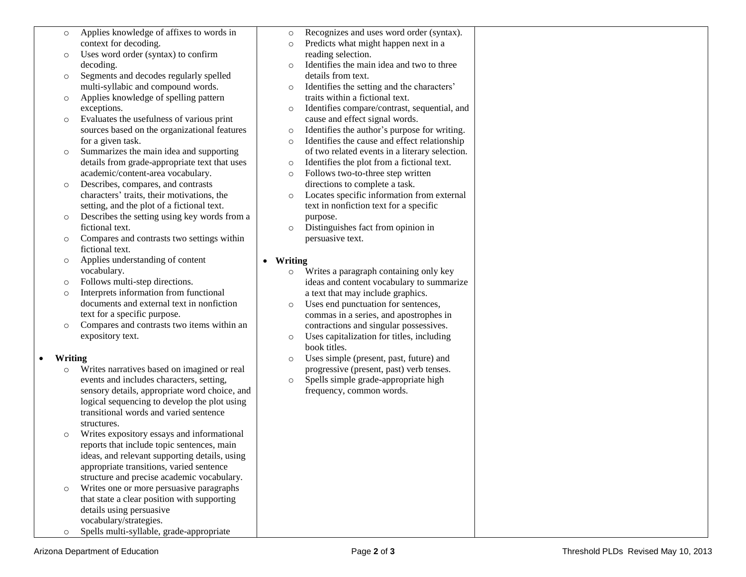| | | |
|---|---|---|
| ◦ Applies knowledge of affixes to words in context for decoding.<br>◦ Uses word order (syntax) to confirm decoding.<br>◦ Segments and decodes regularly spelled multi-syllabic and compound words.<br>◦ Applies knowledge of spelling pattern exceptions.<br>◦ Evaluates the usefulness of various print sources based on the organizational features for a given task.<br>◦ Summarizes the main idea and supporting details from grade-appropriate text that uses academic/content-area vocabulary.<br>◦ Describes, compares, and contrasts characters' traits, their motivations, the setting, and the plot of a fictional text.<br>◦ Describes the setting using key words from a fictional text.<br>◦ Compares and contrasts two settings within fictional text.<br>◦ Applies understanding of content vocabulary.<br>◦ Follows multi-step directions.<br>◦ Interprets information from functional documents and external text in nonfiction text for a specific purpose.<br>◦ Compares and contrasts two items within an expository text.<br><br>• **Writing**<br>◦ Writes narratives based on imagined or real events and includes characters, setting, sensory details, appropriate word choice, and logical sequencing to develop the plot using transitional words and varied sentence structures.<br>◦ Writes expository essays and informational reports that include topic sentences, main ideas, and relevant supporting details, using appropriate transitions, varied sentence structure and precise academic vocabulary.<br>◦ Writes one or more persuasive paragraphs that state a clear position with supporting details using persuasive vocabulary/strategies.<br>◦ Spells multi-syllable, grade-appropriate | ◦ Recognizes and uses word order (syntax).<br>◦ Predicts what might happen next in a reading selection.<br>◦ Identifies the main idea and two to three details from text.<br>◦ Identifies the setting and the characters' traits within a fictional text.<br>◦ Identifies compare/contrast, sequential, and cause and effect signal words.<br>◦ Identifies the author's purpose for writing.<br>◦ Identifies the cause and effect relationship of two related events in a literary selection.<br>◦ Identifies the plot from a fictional text.<br>◦ Follows two-to-three step written directions to complete a task.<br>◦ Locates specific information from external text in nonfiction text for a specific purpose.<br>◦ Distinguishes fact from opinion in persuasive text.<br><br>• **Writing**<br>◦ Writes a paragraph containing only key ideas and content vocabulary to summarize a text that may include graphics.<br>◦ Uses end punctuation for sentences, commas in a series, and apostrophes in contractions and singular possessives.<br>◦ Uses capitalization for titles, including book titles.<br>◦ Uses simple (present, past, future) and progressive (present, past) verb tenses.<br>◦ Spells simple grade-appropriate high frequency, common words. | |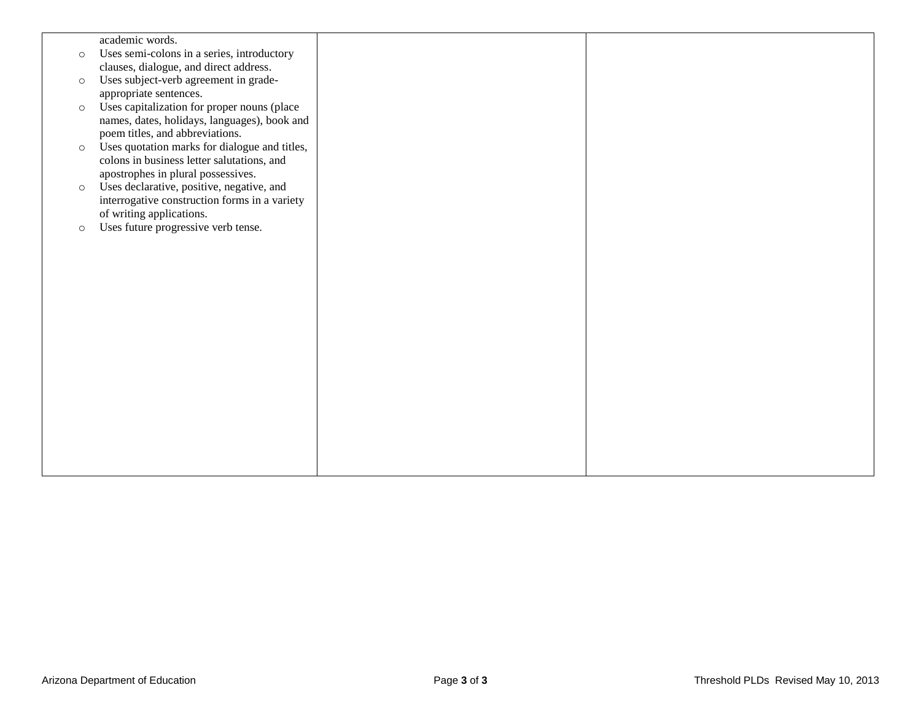| | | |
|---|---|---|
| academic words.<br>○ Uses semi-colons in a series, introductory clauses, dialogue, and direct address.<br>○ Uses subject-verb agreement in grade-appropriate sentences.<br>○ Uses capitalization for proper nouns (place names, dates, holidays, languages), book and poem titles, and abbreviations.<br>○ Uses quotation marks for dialogue and titles, colons in business letter salutations, and apostrophes in plural possessives.<br>○ Uses declarative, positive, negative, and interrogative construction forms in a variety of writing applications.<br>○ Uses future progressive verb tense. | | |